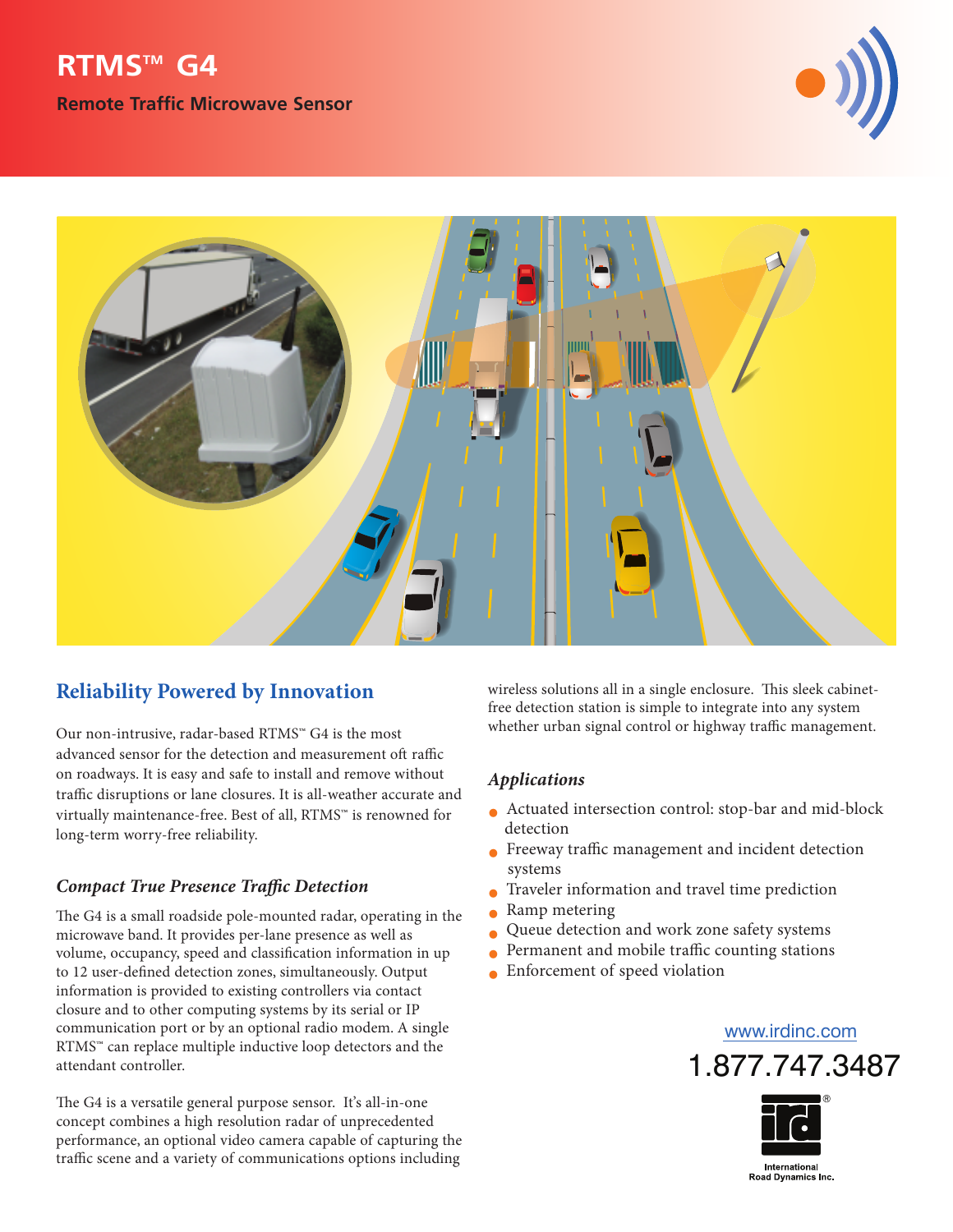# RTMS™ G4

## Remote Traffic Microwave Sensor

## Reliability Powered by Innovation

Our non-intrusive, radar-based RTMS™ G4 is the most advanced sensor for the detection and measurement oft raffic on roadways. It is easy and safe to install and remove without traffic disruptions or lane closures. It is all-weather accurate and virtually maintenance-free. Best of all, RTMS™ is renowned for long-term worry-free reliability.

### *Compact True Presence Traffic Detection*

The G4 is a small roadside pole-mounted radar, operating in the microwave band. It provides per-lane presence as well as volume, occupancy, speed and classification information in up to 12 user-defined detection zones, simultaneously. Output information is provided to existing controllers via contact closure and to other computing systems by its serial or IP communication port or by an optional radio modem. A single RTMS™ can replace multiple inductive loop detectors and the attendant controller.

The G4 is a versatile general purpose sensor. It's all-in-one concept combines a high resolution radar of unprecedented performance, an optional video camera capable of capturing the traffic scene and a variety of communications options including wireless solutions all in a single enclosure. This sleek cabinet-free detection station is simple to integrate into any system whether urban signal control or highway traffic management.

### *Applications*

- Actuated intersection control: stop-bar and mid-block detection
- Freeway traffic management and incident detection systems
- Traveler information and travel time prediction
- Ramp metering
- Queue detection and work zone safety systems
- Permanent and mobile traffic counting stations
- Enforcement of speed violation

www.irdinc.com

1.877.747.3487

International Road Dynamics Inc.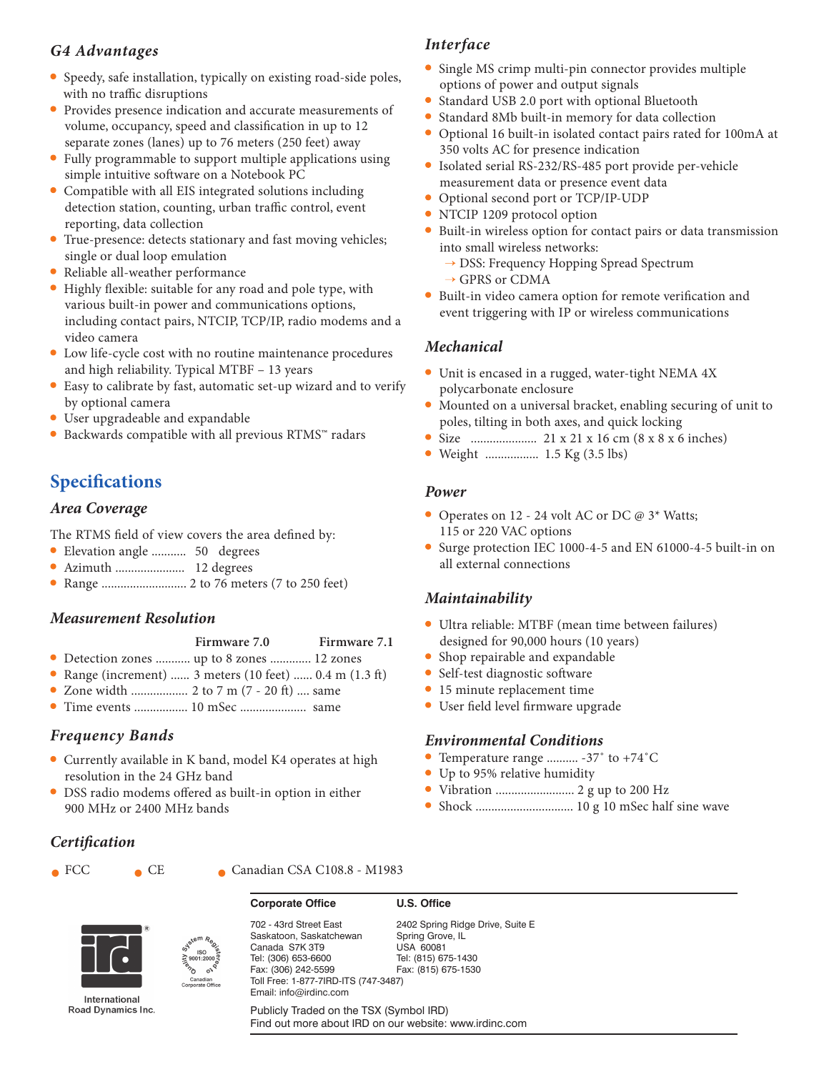## *G4 Advantages*

- Speedy, safe installation, typically on existing road-side poles, with no traffic disruptions
- Provides presence indication and accurate measurements of volume, occupancy, speed and classification in up to 12 separate zones (lanes) up to 76 meters (250 feet) away
- Fully programmable to support multiple applications using simple intuitive software on a Notebook PC
- Compatible with all EIS integrated solutions including detection station, counting, urban traffic control, event reporting, data collection
- True-presence: detects stationary and fast moving vehicles; single or dual loop emulation
- Reliable all-weather performance
- Highly flexible: suitable for any road and pole type, with various built-in power and communications options, including contact pairs, NTCIP, TCP/IP, radio modems and a video camera
- Low life-cycle cost with no routine maintenance procedures and high reliability. Typical MTBF – 13 years
- Easy to calibrate by fast, automatic set-up wizard and to verify by optional camera
- User upgradeable and expandable
- Backwards compatible with all previous RTMS™ radars

# Specifications

## *Area Coverage*

The RTMS field of view covers the area defined by:

- Elevation angle ........... 50 degrees
- Azimuth ...................... 12 degrees
- Range ........................... 2 to 76 meters (7 to 250 feet)

## *Measurement Resolution*

| | Firmware 7.0 | Firmware 7.1 |
|---|---|---|
| Detection zones | up to 8 zones | 12 zones |
| Range (increment) | 3 meters (10 feet) | 0.4 m (1.3 ft) |
| Zone width | 2 to 7 m (7 - 20 ft) | same |
| Time events | 10 mSec | same |

## *Frequency Bands*

- Currently available in K band, model K4 operates at high resolution in the 24 GHz band
- DSS radio modems offered as built-in option in either 900 MHz or 2400 MHz bands

## *Certification*

- FCC
- CE
- Canadian CSA C108.8 - M1983

## *Interface*

- Single MS crimp multi-pin connector provides multiple options of power and output signals
- Standard USB 2.0 port with optional Bluetooth
- Standard 8Mb built-in memory for data collection
- Optional 16 built-in isolated contact pairs rated for 100mA at 350 volts AC for presence indication
- Isolated serial RS-232/RS-485 port provide per-vehicle measurement data or presence event data
- Optional second port or TCP/IP-UDP
- NTCIP 1209 protocol option
- Built-in wireless option for contact pairs or data transmission into small wireless networks:
  - → DSS: Frequency Hopping Spread Spectrum
  - → GPRS or CDMA
- Built-in video camera option for remote verification and event triggering with IP or wireless communications

## *Mechanical*

- Unit is encased in a rugged, water-tight NEMA 4X polycarbonate enclosure
- Mounted on a universal bracket, enabling securing of unit to poles, tilting in both axes, and quick locking
- Size ..................... 21 x 21 x 16 cm (8 x 8 x 6 inches)
- Weight ................. 1.5 Kg (3.5 lbs)

## *Power*

- Operates on 12 - 24 volt AC or DC @ 3* Watts; 115 or 220 VAC options
- Surge protection IEC 1000-4-5 and EN 61000-4-5 built-in on all external connections

## *Maintainability*

- Ultra reliable: MTBF (mean time between failures) designed for 90,000 hours (10 years)
- Shop repairable and expandable
- Self-test diagnostic software
- 15 minute replacement time
- User field level firmware upgrade

## *Environmental Conditions*

- Temperature range .......... -37˚ to +74˚C
- Up to 95% relative humidity
- Vibration ......................... 2 g up to 200 Hz
- Shock ............................... 10 g 10 mSec half sine wave

International Road Dynamics Inc.

Quality System Registered to ISO 9001:2000 — Canadian Corporate Office

**Corporate Office**
702 - 43rd Street East
Saskatoon, Saskatchewan
Canada S7K 3T9
Tel: (306) 653-6600
Fax: (306) 242-5599
Toll Free: 1-877-7IRD-ITS (747-3487)
Email: info@irdinc.com

**U.S. Office**
2402 Spring Ridge Drive, Suite E
Spring Grove, IL
USA 60081
Tel: (815) 675-1430
Fax: (815) 675-1530

Publicly Traded on the TSX (Symbol IRD)
Find out more about IRD on our website: www.irdinc.com